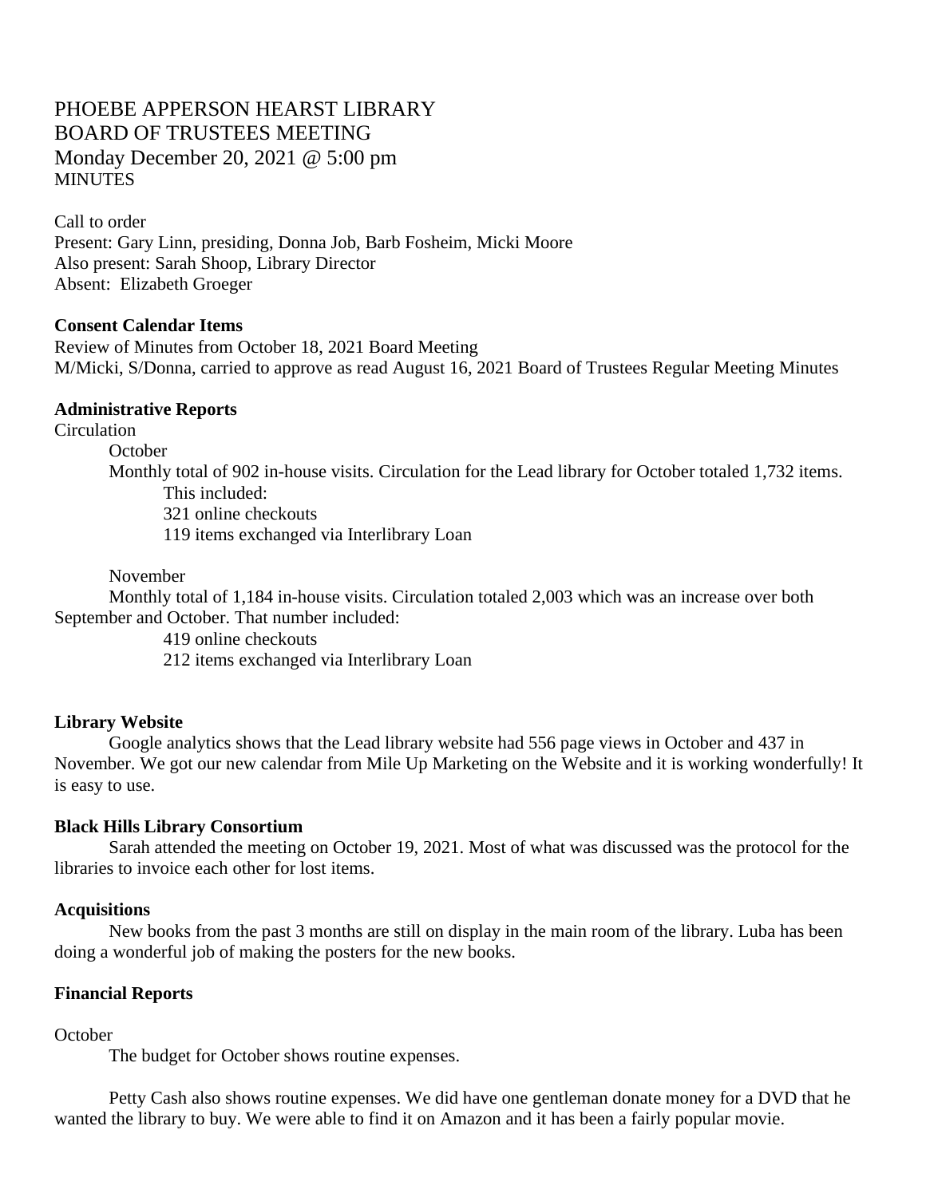# PHOEBE APPERSON HEARST LIBRARY
# BOARD OF TRUSTEES MEETING

Monday December 20, 2021 @ 5:00 pm

MINUTES

Call to order

Present: Gary Linn, presiding, Donna Job, Barb Fosheim, Micki Moore

Also present: Sarah Shoop, Library Director

Absent: Elizabeth Groeger

**Consent Calendar Items**

Review of Minutes from October 18, 2021 Board Meeting

M/Micki, S/Donna, carried to approve as read August 16, 2021 Board of Trustees Regular Meeting Minutes

**Administrative Reports**

Circulation

October

Monthly total of 902 in-house visits. Circulation for the Lead library for October totaled 1,732 items. This included:

321 online checkouts

119 items exchanged via Interlibrary Loan

November

Monthly total of 1,184 in-house visits. Circulation totaled 2,003 which was an increase over both September and October. That number included:

419 online checkouts

212 items exchanged via Interlibrary Loan

**Library Website**

Google analytics shows that the Lead library website had 556 page views in October and 437 in November. We got our new calendar from Mile Up Marketing on the Website and it is working wonderfully! It is easy to use.

**Black Hills Library Consortium**

Sarah attended the meeting on October 19, 2021. Most of what was discussed was the protocol for the libraries to invoice each other for lost items.

**Acquisitions**

New books from the past 3 months are still on display in the main room of the library. Luba has been doing a wonderful job of making the posters for the new books.

**Financial Reports**

October

The budget for October shows routine expenses.

Petty Cash also shows routine expenses. We did have one gentleman donate money for a DVD that he wanted the library to buy. We were able to find it on Amazon and it has been a fairly popular movie.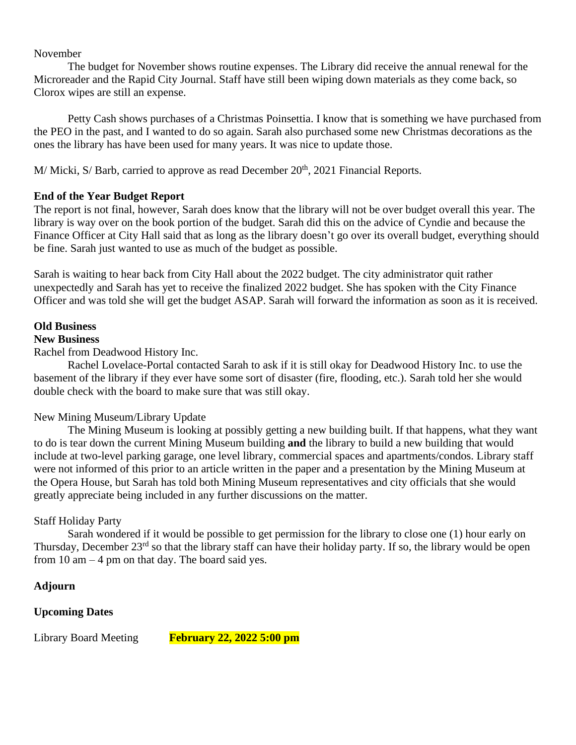November

The budget for November shows routine expenses. The Library did receive the annual renewal for the Microreader and the Rapid City Journal. Staff have still been wiping down materials as they come back, so Clorox wipes are still an expense.

Petty Cash shows purchases of a Christmas Poinsettia. I know that is something we have purchased from the PEO in the past, and I wanted to do so again. Sarah also purchased some new Christmas decorations as the ones the library has have been used for many years. It was nice to update those.

M/ Micki, S/ Barb, carried to approve as read December 20th, 2021 Financial Reports.

**End of the Year Budget Report**

The report is not final, however, Sarah does know that the library will not be over budget overall this year. The library is way over on the book portion of the budget. Sarah did this on the advice of Cyndie and because the Finance Officer at City Hall said that as long as the library doesn't go over its overall budget, everything should be fine. Sarah just wanted to use as much of the budget as possible.

Sarah is waiting to hear back from City Hall about the 2022 budget. The city administrator quit rather unexpectedly and Sarah has yet to receive the finalized 2022 budget. She has spoken with the City Finance Officer and was told she will get the budget ASAP. Sarah will forward the information as soon as it is received.

**Old Business**

**New Business**

Rachel from Deadwood History Inc.

Rachel Lovelace-Portal contacted Sarah to ask if it is still okay for Deadwood History Inc. to use the basement of the library if they ever have some sort of disaster (fire, flooding, etc.). Sarah told her she would double check with the board to make sure that was still okay.

New Mining Museum/Library Update

The Mining Museum is looking at possibly getting a new building built. If that happens, what they want to do is tear down the current Mining Museum building **and** the library to build a new building that would include at two-level parking garage, one level library, commercial spaces and apartments/condos. Library staff were not informed of this prior to an article written in the paper and a presentation by the Mining Museum at the Opera House, but Sarah has told both Mining Museum representatives and city officials that she would greatly appreciate being included in any further discussions on the matter.

Staff Holiday Party

Sarah wondered if it would be possible to get permission for the library to close one (1) hour early on Thursday, December 23rd so that the library staff can have their holiday party. If so, the library would be open from 10 am – 4 pm on that day. The board said yes.

**Adjourn**

**Upcoming Dates**

Library Board Meeting **February 22, 2022 5:00 pm**